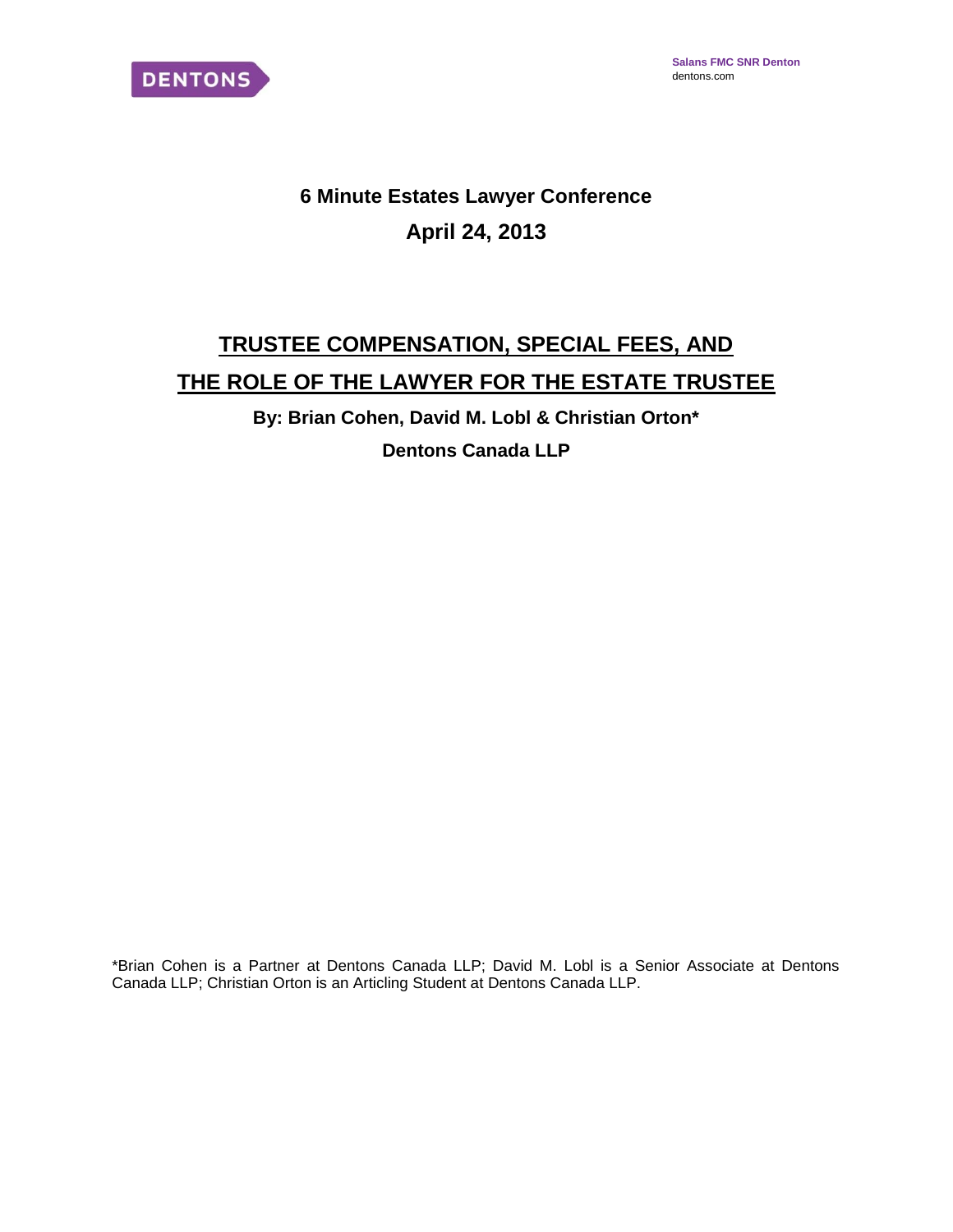Salans FMC SNR Denton
dentons.com

**6 Minute Estates Lawyer Conference**

**April 24, 2013**

# TRUSTEE COMPENSATION, SPECIAL FEES, AND THE ROLE OF THE LAWYER FOR THE ESTATE TRUSTEE

**By: Brian Cohen, David M. Lobl & Christian Orton***

**Dentons Canada LLP**

*Brian Cohen is a Partner at Dentons Canada LLP; David M. Lobl is a Senior Associate at Dentons Canada LLP; Christian Orton is an Articling Student at Dentons Canada LLP.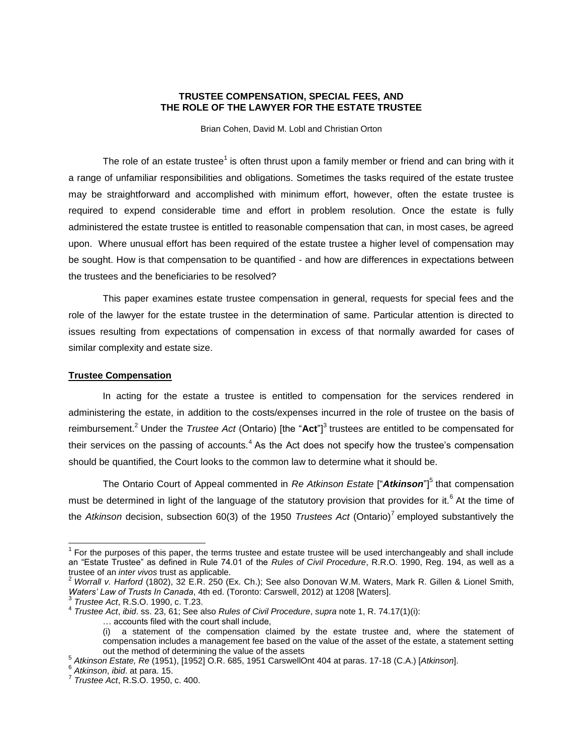**TRUSTEE COMPENSATION, SPECIAL FEES, AND THE ROLE OF THE LAWYER FOR THE ESTATE TRUSTEE**

Brian Cohen, David M. Lobl and Christian Orton

The role of an estate trustee[1] is often thrust upon a family member or friend and can bring with it a range of unfamiliar responsibilities and obligations. Sometimes the tasks required of the estate trustee may be straightforward and accomplished with minimum effort, however, often the estate trustee is required to expend considerable time and effort in problem resolution. Once the estate is fully administered the estate trustee is entitled to reasonable compensation that can, in most cases, be agreed upon. Where unusual effort has been required of the estate trustee a higher level of compensation may be sought. How is that compensation to be quantified - and how are differences in expectations between the trustees and the beneficiaries to be resolved?

This paper examines estate trustee compensation in general, requests for special fees and the role of the lawyer for the estate trustee in the determination of same. Particular attention is directed to issues resulting from expectations of compensation in excess of that normally awarded for cases of similar complexity and estate size.

## Trustee Compensation

In acting for the estate a trustee is entitled to compensation for the services rendered in administering the estate, in addition to the costs/expenses incurred in the role of trustee on the basis of reimbursement.[2] Under the *Trustee Act* (Ontario) [the "**Act**"][3] trustees are entitled to be compensated for their services on the passing of accounts.[4] As the Act does not specify how the trustee's compensation should be quantified, the Court looks to the common law to determine what it should be.

The Ontario Court of Appeal commented in *Re Atkinson Estate* ["***Atkinson***"][5] that compensation must be determined in light of the language of the statutory provision that provides for it.[6] At the time of the *Atkinson* decision, subsection 60(3) of the 1950 *Trustees Act* (Ontario)[7] employed substantively the

---

[1] For the purposes of this paper, the terms trustee and estate trustee will be used interchangeably and shall include an "Estate Trustee" as defined in Rule 74.01 of the *Rules of Civil Procedure*, R.R.O. 1990, Reg. 194, as well as a trustee of an *inter vivos* trust as applicable.

[2] *Worrall v. Harford* (1802), 32 E.R. 250 (Ex. Ch.); See also Donovan W.M. Waters, Mark R. Gillen & Lionel Smith, *Waters' Law of Trusts In Canada*, 4th ed. (Toronto: Carswell, 2012) at 1208 [Waters].

[3] *Trustee Act*, R.S.O. 1990, c. T.23.

[4] *Trustee Act*, *ibid*. ss. 23, 61; See also *Rules of Civil Procedure*, *supra* note 1, R. 74.17(1)(i):

> … accounts filed with the court shall include,
>
> (i) a statement of the compensation claimed by the estate trustee and, where the statement of compensation includes a management fee based on the value of the asset of the estate, a statement setting out the method of determining the value of the assets

[5] *Atkinson Estate, Re* (1951), [1952] O.R. 685, 1951 CarswellOnt 404 at paras. 17-18 (C.A.) [*Atkinson*].

[6] *Atkinson*, *ibid*. at para. 15.

[7] *Trustee Act*, R.S.O. 1950, c. 400.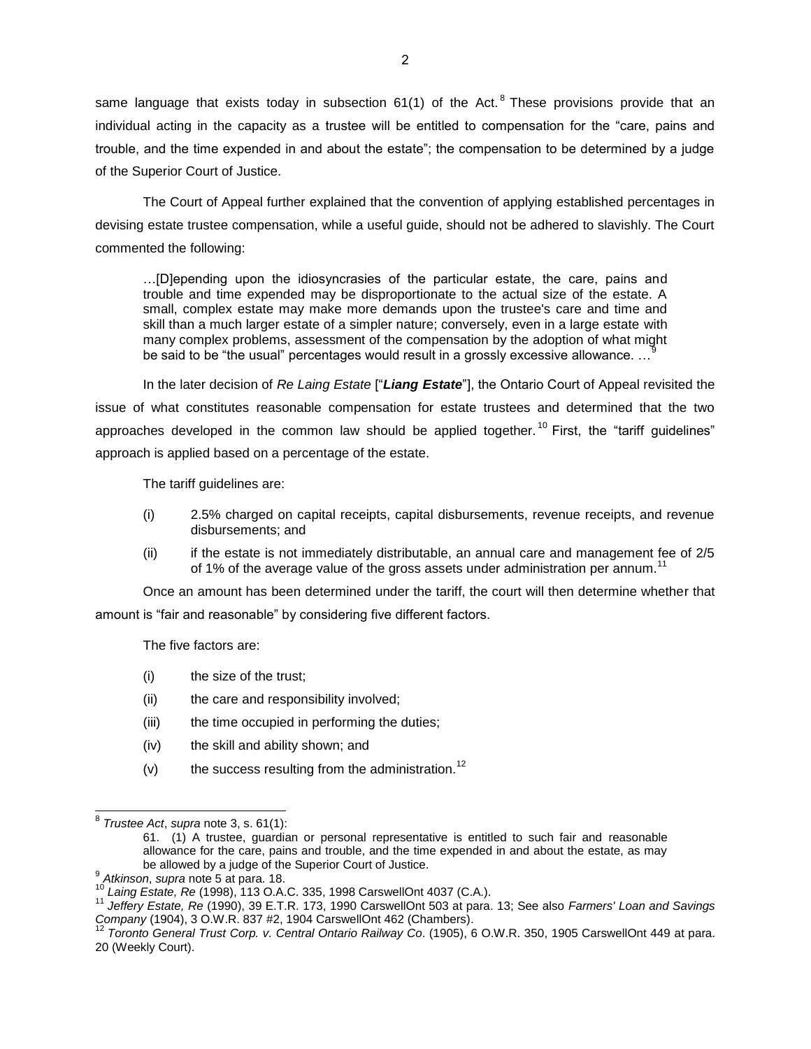same language that exists today in subsection 61(1) of the Act.[8] These provisions provide that an individual acting in the capacity as a trustee will be entitled to compensation for the "care, pains and trouble, and the time expended in and about the estate"; the compensation to be determined by a judge of the Superior Court of Justice.

The Court of Appeal further explained that the convention of applying established percentages in devising estate trustee compensation, while a useful guide, should not be adhered to slavishly. The Court commented the following:

> …[D]epending upon the idiosyncrasies of the particular estate, the care, pains and trouble and time expended may be disproportionate to the actual size of the estate. A small, complex estate may make more demands upon the trustee's care and time and skill than a much larger estate of a simpler nature; conversely, even in a large estate with many complex problems, assessment of the compensation by the adoption of what might be said to be "the usual" percentages would result in a grossly excessive allowance. …[9]

In the later decision of *Re Laing Estate* ["***Liang Estate***"], the Ontario Court of Appeal revisited the issue of what constitutes reasonable compensation for estate trustees and determined that the two approaches developed in the common law should be applied together.[10] First, the "tariff guidelines" approach is applied based on a percentage of the estate.

The tariff guidelines are:

(i) 2.5% charged on capital receipts, capital disbursements, revenue receipts, and revenue disbursements; and

(ii) if the estate is not immediately distributable, an annual care and management fee of 2/5 of 1% of the average value of the gross assets under administration per annum.[11]

Once an amount has been determined under the tariff, the court will then determine whether that amount is "fair and reasonable" by considering five different factors.

The five factors are:

(i) the size of the trust;

(ii) the care and responsibility involved;

(iii) the time occupied in performing the duties;

(iv) the skill and ability shown; and

(v) the success resulting from the administration.[12]

---

[8] *Trustee Act*, *supra* note 3, s. 61(1):

> 61. (1) A trustee, guardian or personal representative is entitled to such fair and reasonable allowance for the care, pains and trouble, and the time expended in and about the estate, as may be allowed by a judge of the Superior Court of Justice.

[9] *Atkinson*, *supra* note 5 at para. 18.

[10] *Laing Estate, Re* (1998), 113 O.A.C. 335, 1998 CarswellOnt 4037 (C.A.).

[11] *Jeffery Estate, Re* (1990), 39 E.T.R. 173, 1990 CarswellOnt 503 at para. 13; See also *Farmers' Loan and Savings Company* (1904), 3 O.W.R. 837 #2, 1904 CarswellOnt 462 (Chambers).

[12] *Toronto General Trust Corp. v. Central Ontario Railway Co*. (1905), 6 O.W.R. 350, 1905 CarswellOnt 449 at para. 20 (Weekly Court).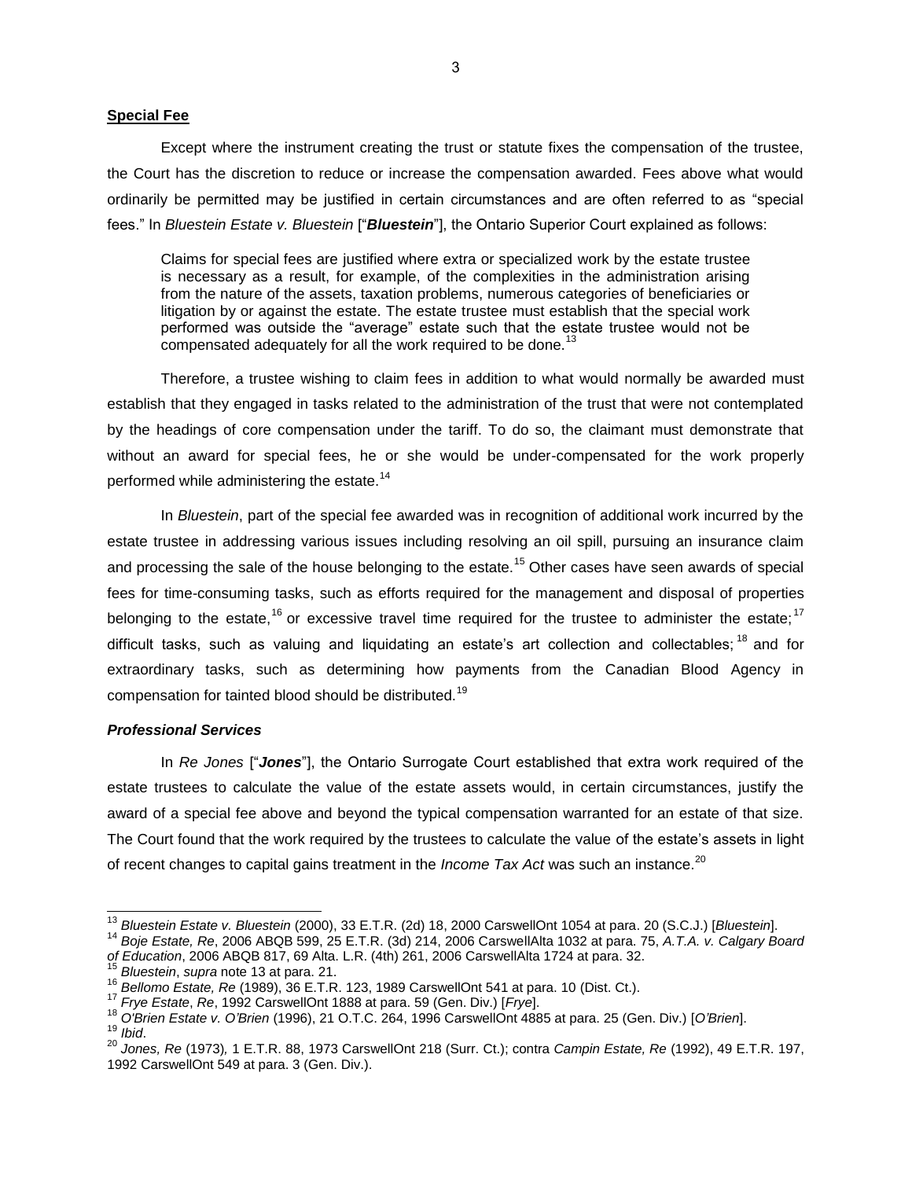### Special Fee

Except where the instrument creating the trust or statute fixes the compensation of the trustee, the Court has the discretion to reduce or increase the compensation awarded. Fees above what would ordinarily be permitted may be justified in certain circumstances and are often referred to as "special fees." In *Bluestein Estate v. Bluestein* ["***Bluestein***"], the Ontario Superior Court explained as follows:

> Claims for special fees are justified where extra or specialized work by the estate trustee is necessary as a result, for example, of the complexities in the administration arising from the nature of the assets, taxation problems, numerous categories of beneficiaries or litigation by or against the estate. The estate trustee must establish that the special work performed was outside the "average" estate such that the estate trustee would not be compensated adequately for all the work required to be done.[13]

Therefore, a trustee wishing to claim fees in addition to what would normally be awarded must establish that they engaged in tasks related to the administration of the trust that were not contemplated by the headings of core compensation under the tariff. To do so, the claimant must demonstrate that without an award for special fees, he or she would be under-compensated for the work properly performed while administering the estate.[14]

In *Bluestein*, part of the special fee awarded was in recognition of additional work incurred by the estate trustee in addressing various issues including resolving an oil spill, pursuing an insurance claim and processing the sale of the house belonging to the estate.[15] Other cases have seen awards of special fees for time-consuming tasks, such as efforts required for the management and disposal of properties belonging to the estate,[16] or excessive travel time required for the trustee to administer the estate;[17] difficult tasks, such as valuing and liquidating an estate's art collection and collectables;[18] and for extraordinary tasks, such as determining how payments from the Canadian Blood Agency in compensation for tainted blood should be distributed.[19]

#### *Professional Services*

In *Re Jones* ["***Jones***"], the Ontario Surrogate Court established that extra work required of the estate trustees to calculate the value of the estate assets would, in certain circumstances, justify the award of a special fee above and beyond the typical compensation warranted for an estate of that size. The Court found that the work required by the trustees to calculate the value of the estate's assets in light of recent changes to capital gains treatment in the *Income Tax Act* was such an instance.[20]

---

[13] *Bluestein Estate v. Bluestein* (2000), 33 E.T.R. (2d) 18, 2000 CarswellOnt 1054 at para. 20 (S.C.J.) [*Bluestein*].

[14] *Boje Estate, Re*, 2006 ABQB 599, 25 E.T.R. (3d) 214, 2006 CarswellAlta 1032 at para. 75, *A.T.A. v. Calgary Board of Education*, 2006 ABQB 817, 69 Alta. L.R. (4th) 261, 2006 CarswellAlta 1724 at para. 32.

[15] *Bluestein*, *supra* note 13 at para. 21.

[16] *Bellomo Estate, Re* (1989), 36 E.T.R. 123, 1989 CarswellOnt 541 at para. 10 (Dist. Ct.).

[17] *Frye Estate*, *Re*, 1992 CarswellOnt 1888 at para. 59 (Gen. Div.) [*Frye*].

[18] *O'Brien Estate v. O'Brien* (1996), 21 O.T.C. 264, 1996 CarswellOnt 4885 at para. 25 (Gen. Div.) [*O'Brien*].

[19] *Ibid*.

[20] *Jones, Re* (1973), 1 E.T.R. 88, 1973 CarswellOnt 218 (Surr. Ct.); contra *Campin Estate, Re* (1992), 49 E.T.R. 197, 1992 CarswellOnt 549 at para. 3 (Gen. Div.).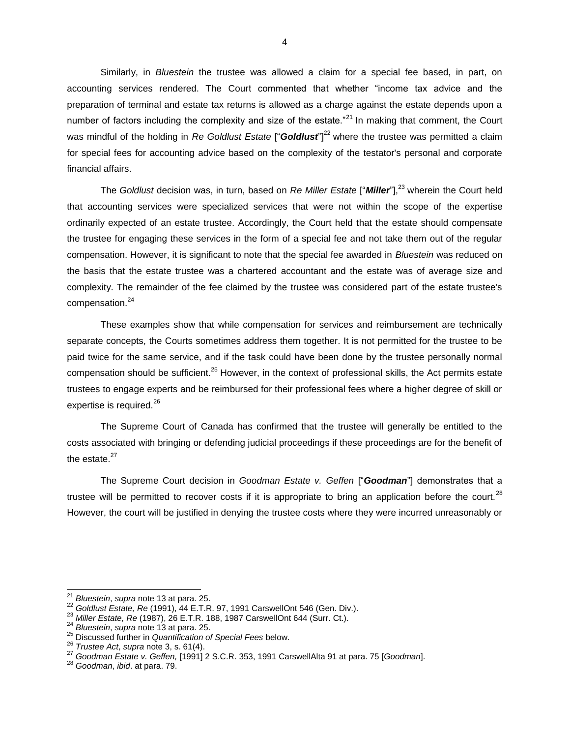Similarly, in *Bluestein* the trustee was allowed a claim for a special fee based, in part, on accounting services rendered. The Court commented that whether "income tax advice and the preparation of terminal and estate tax returns is allowed as a charge against the estate depends upon a number of factors including the complexity and size of the estate."[21] In making that comment, the Court was mindful of the holding in *Re Goldlust Estate* ["***Goldlust***"][22] where the trustee was permitted a claim for special fees for accounting advice based on the complexity of the testator's personal and corporate financial affairs.

The *Goldlust* decision was, in turn, based on *Re Miller Estate* ["***Miller***"],[23] wherein the Court held that accounting services were specialized services that were not within the scope of the expertise ordinarily expected of an estate trustee. Accordingly, the Court held that the estate should compensate the trustee for engaging these services in the form of a special fee and not take them out of the regular compensation. However, it is significant to note that the special fee awarded in *Bluestein* was reduced on the basis that the estate trustee was a chartered accountant and the estate was of average size and complexity. The remainder of the fee claimed by the trustee was considered part of the estate trustee's compensation.[24]

These examples show that while compensation for services and reimbursement are technically separate concepts, the Courts sometimes address them together. It is not permitted for the trustee to be paid twice for the same service, and if the task could have been done by the trustee personally normal compensation should be sufficient.[25] However, in the context of professional skills, the Act permits estate trustees to engage experts and be reimbursed for their professional fees where a higher degree of skill or expertise is required.[26]

The Supreme Court of Canada has confirmed that the trustee will generally be entitled to the costs associated with bringing or defending judicial proceedings if these proceedings are for the benefit of the estate.[27]

The Supreme Court decision in *Goodman Estate v. Geffen* ["***Goodman***"] demonstrates that a trustee will be permitted to recover costs if it is appropriate to bring an application before the court.[28] However, the court will be justified in denying the trustee costs where they were incurred unreasonably or

---

[21] *Bluestein*, *supra* note 13 at para. 25.

[22] *Goldlust Estate, Re* (1991), 44 E.T.R. 97, 1991 CarswellOnt 546 (Gen. Div.).

[23] *Miller Estate, Re* (1987), 26 E.T.R. 188, 1987 CarswellOnt 644 (Surr. Ct.).

[24] *Bluestein*, *supra* note 13 at para. 25.

[25] Discussed further in *Quantification of Special Fees* below.

[26] *Trustee Act*, *supra* note 3, s. 61(4).

[27] *Goodman Estate v. Geffen,* [1991] 2 S.C.R. 353, 1991 CarswellAlta 91 at para. 75 [*Goodman*].

[28] *Goodman*, *ibid*. at para. 79.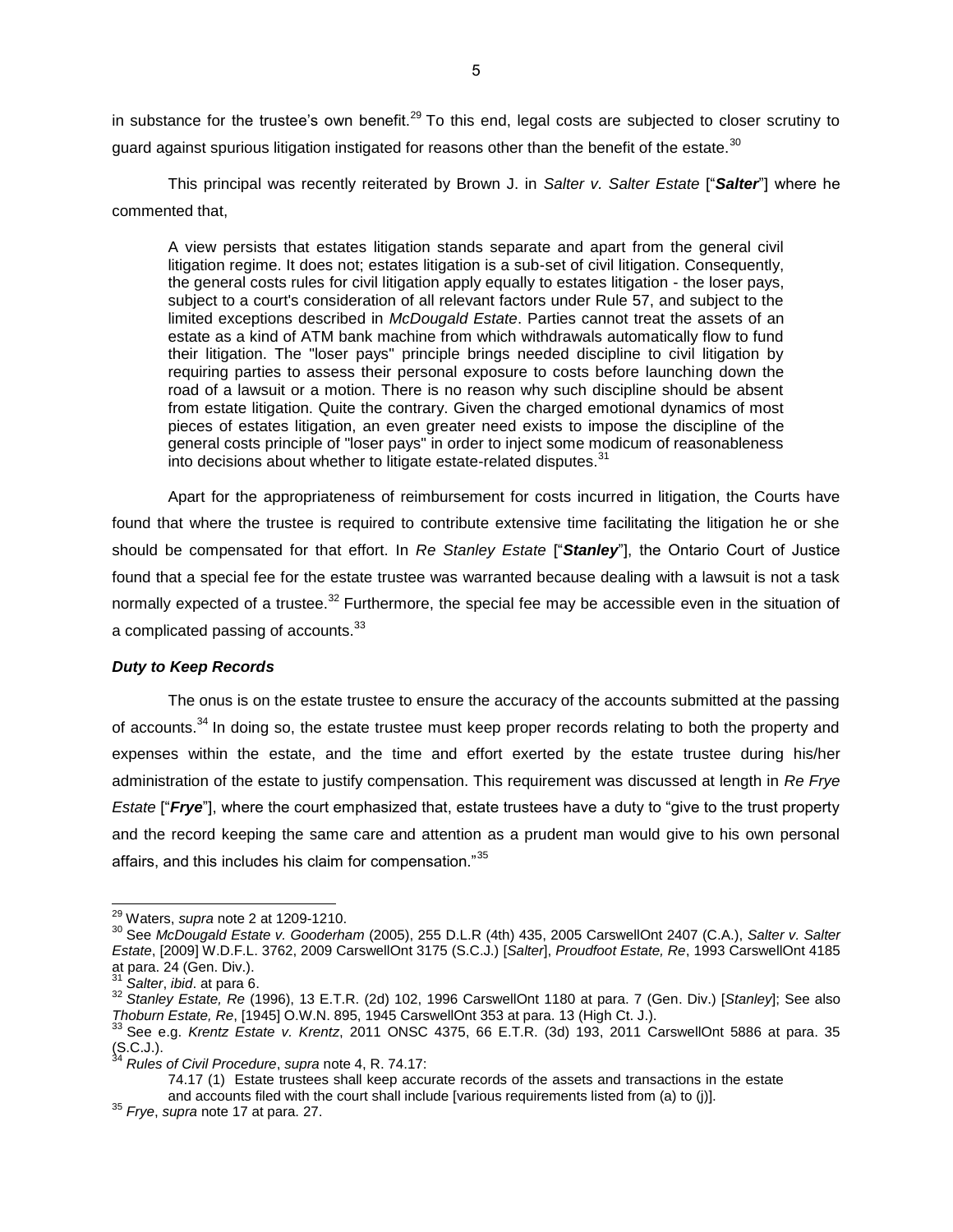in substance for the trustee's own benefit.[29] To this end, legal costs are subjected to closer scrutiny to guard against spurious litigation instigated for reasons other than the benefit of the estate.[30]

This principal was recently reiterated by Brown J. in *Salter v. Salter Estate* ["***Salter***"] where he commented that,

> A view persists that estates litigation stands separate and apart from the general civil litigation regime. It does not; estates litigation is a sub-set of civil litigation. Consequently, the general costs rules for civil litigation apply equally to estates litigation - the loser pays, subject to a court's consideration of all relevant factors under Rule 57, and subject to the limited exceptions described in *McDougald Estate*. Parties cannot treat the assets of an estate as a kind of ATM bank machine from which withdrawals automatically flow to fund their litigation. The "loser pays" principle brings needed discipline to civil litigation by requiring parties to assess their personal exposure to costs before launching down the road of a lawsuit or a motion. There is no reason why such discipline should be absent from estate litigation. Quite the contrary. Given the charged emotional dynamics of most pieces of estates litigation, an even greater need exists to impose the discipline of the general costs principle of "loser pays" in order to inject some modicum of reasonableness into decisions about whether to litigate estate-related disputes.[31]

Apart for the appropriateness of reimbursement for costs incurred in litigation, the Courts have found that where the trustee is required to contribute extensive time facilitating the litigation he or she should be compensated for that effort. In *Re Stanley Estate* ["***Stanley***"], the Ontario Court of Justice found that a special fee for the estate trustee was warranted because dealing with a lawsuit is not a task normally expected of a trustee.[32] Furthermore, the special fee may be accessible even in the situation of a complicated passing of accounts.[33]

### *Duty to Keep Records*

The onus is on the estate trustee to ensure the accuracy of the accounts submitted at the passing of accounts.[34] In doing so, the estate trustee must keep proper records relating to both the property and expenses within the estate, and the time and effort exerted by the estate trustee during his/her administration of the estate to justify compensation. This requirement was discussed at length in *Re Frye Estate* ["***Frye***"], where the court emphasized that, estate trustees have a duty to "give to the trust property and the record keeping the same care and attention as a prudent man would give to his own personal affairs, and this includes his claim for compensation."[35]

---

[29] Waters, *supra* note 2 at 1209-1210.

[30] See *McDougald Estate v. Gooderham* (2005), 255 D.L.R (4th) 435, 2005 CarswellOnt 2407 (C.A.), *Salter v. Salter Estate*, [2009] W.D.F.L. 3762, 2009 CarswellOnt 3175 (S.C.J.) [*Salter*], *Proudfoot Estate, Re*, 1993 CarswellOnt 4185 at para. 24 (Gen. Div.).

[31] *Salter*, *ibid*. at para 6.

[32] *Stanley Estate, Re* (1996), 13 E.T.R. (2d) 102, 1996 CarswellOnt 1180 at para. 7 (Gen. Div.) [*Stanley*]; See also *Thoburn Estate, Re*, [1945] O.W.N. 895, 1945 CarswellOnt 353 at para. 13 (High Ct. J.).

[33] See e.g. *Krentz Estate v. Krentz*, 2011 ONSC 4375, 66 E.T.R. (3d) 193, 2011 CarswellOnt 5886 at para. 35 (S.C.J.).

[34] *Rules of Civil Procedure*, *supra* note 4, R. 74.17:

> 74.17 (1) Estate trustees shall keep accurate records of the assets and transactions in the estate and accounts filed with the court shall include [various requirements listed from (a) to (j)].

[35] *Frye*, *supra* note 17 at para. 27.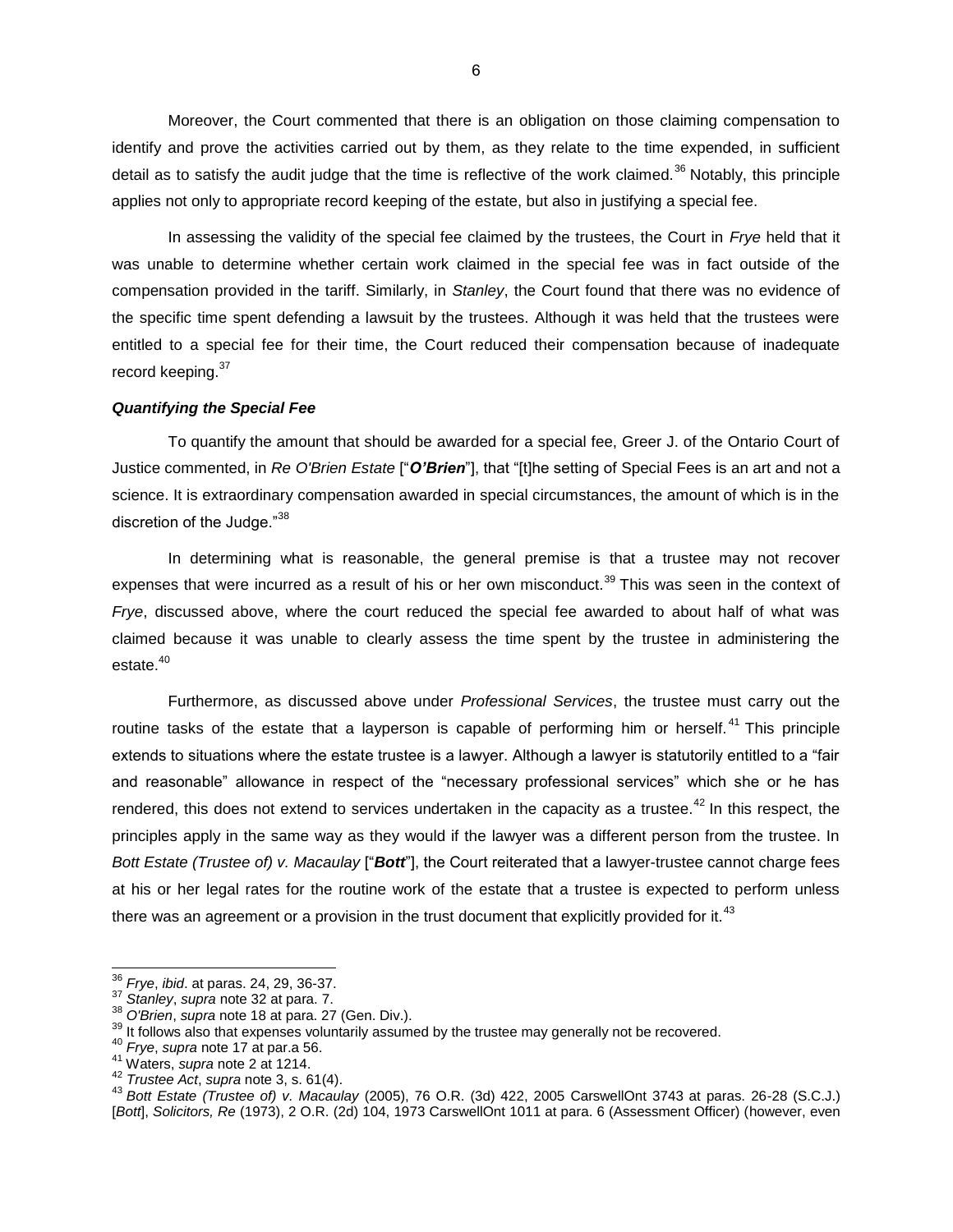Moreover, the Court commented that there is an obligation on those claiming compensation to identify and prove the activities carried out by them, as they relate to the time expended, in sufficient detail as to satisfy the audit judge that the time is reflective of the work claimed.[36] Notably, this principle applies not only to appropriate record keeping of the estate, but also in justifying a special fee.

In assessing the validity of the special fee claimed by the trustees, the Court in *Frye* held that it was unable to determine whether certain work claimed in the special fee was in fact outside of the compensation provided in the tariff. Similarly, in *Stanley*, the Court found that there was no evidence of the specific time spent defending a lawsuit by the trustees. Although it was held that the trustees were entitled to a special fee for their time, the Court reduced their compensation because of inadequate record keeping.[37]

### *Quantifying the Special Fee*

To quantify the amount that should be awarded for a special fee, Greer J. of the Ontario Court of Justice commented, in *Re O'Brien Estate* ["***O'Brien***"], that "[t]he setting of Special Fees is an art and not a science. It is extraordinary compensation awarded in special circumstances, the amount of which is in the discretion of the Judge."[38]

In determining what is reasonable, the general premise is that a trustee may not recover expenses that were incurred as a result of his or her own misconduct.[39] This was seen in the context of *Frye*, discussed above, where the court reduced the special fee awarded to about half of what was claimed because it was unable to clearly assess the time spent by the trustee in administering the estate.[40]

Furthermore, as discussed above under *Professional Services*, the trustee must carry out the routine tasks of the estate that a layperson is capable of performing him or herself.[41] This principle extends to situations where the estate trustee is a lawyer. Although a lawyer is statutorily entitled to a "fair and reasonable" allowance in respect of the "necessary professional services" which she or he has rendered, this does not extend to services undertaken in the capacity as a trustee.[42] In this respect, the principles apply in the same way as they would if the lawyer was a different person from the trustee. In *Bott Estate (Trustee of) v. Macaulay* ["***Bott***"], the Court reiterated that a lawyer-trustee cannot charge fees at his or her legal rates for the routine work of the estate that a trustee is expected to perform unless there was an agreement or a provision in the trust document that explicitly provided for it.[43]

---

[36] *Frye*, *ibid*. at paras. 24, 29, 36-37.
[37] *Stanley*, *supra* note 32 at para. 7.
[38] *O'Brien*, *supra* note 18 at para. 27 (Gen. Div.).
[39] It follows also that expenses voluntarily assumed by the trustee may generally not be recovered.
[40] *Frye*, *supra* note 17 at par.a 56.
[41] Waters, *supra* note 2 at 1214.
[42] *Trustee Act*, *supra* note 3, s. 61(4).
[43] *Bott Estate (Trustee of) v. Macaulay* (2005), 76 O.R. (3d) 422, 2005 CarswellOnt 3743 at paras. 26-28 (S.C.J.) [*Bott*], *Solicitors, Re* (1973), 2 O.R. (2d) 104, 1973 CarswellOnt 1011 at para. 6 (Assessment Officer) (however, even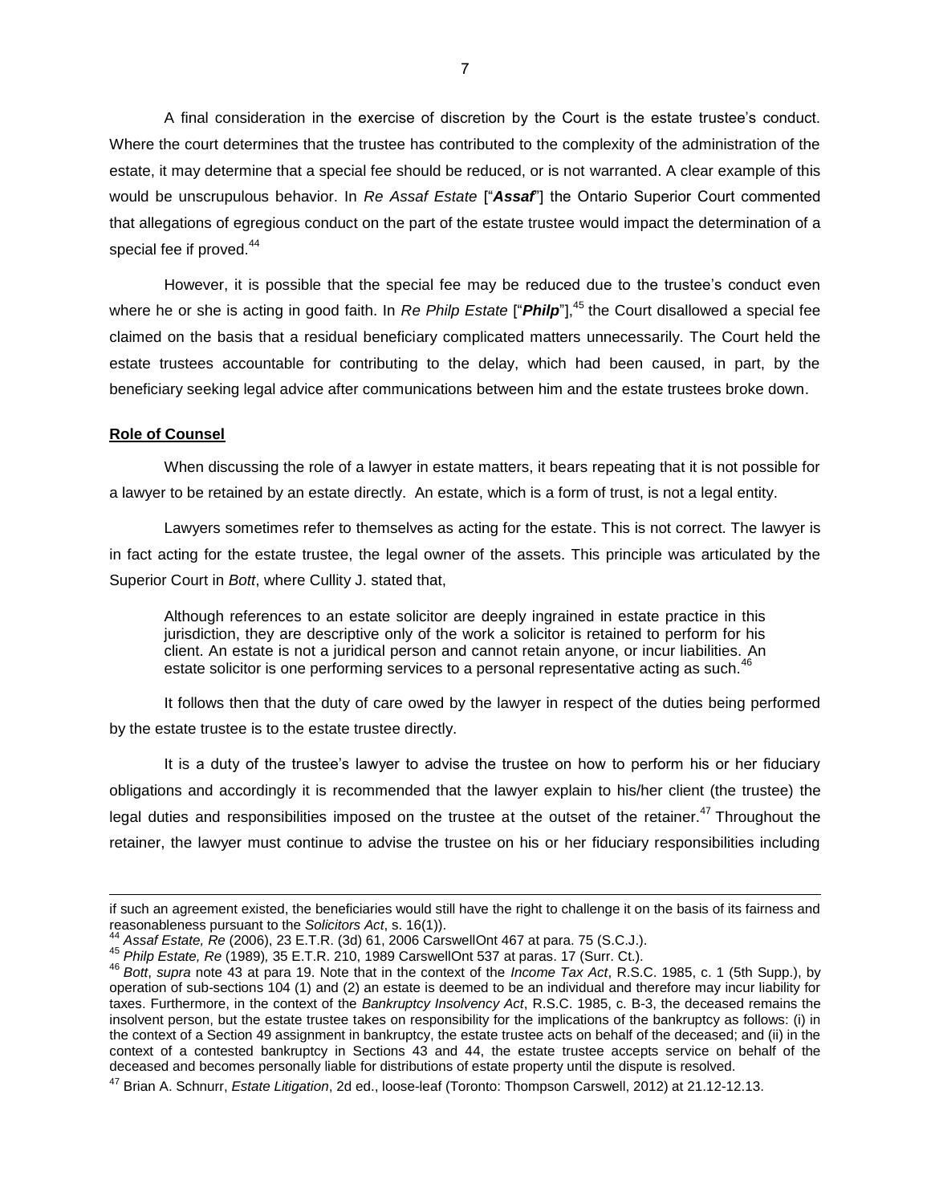A final consideration in the exercise of discretion by the Court is the estate trustee's conduct. Where the court determines that the trustee has contributed to the complexity of the administration of the estate, it may determine that a special fee should be reduced, or is not warranted. A clear example of this would be unscrupulous behavior. In *Re Assaf Estate* ["***Assaf***"] the Ontario Superior Court commented that allegations of egregious conduct on the part of the estate trustee would impact the determination of a special fee if proved.[44]

However, it is possible that the special fee may be reduced due to the trustee's conduct even where he or she is acting in good faith. In *Re Philp Estate* ["***Philp***"],[45] the Court disallowed a special fee claimed on the basis that a residual beneficiary complicated matters unnecessarily. The Court held the estate trustees accountable for contributing to the delay, which had been caused, in part, by the beneficiary seeking legal advice after communications between him and the estate trustees broke down.

**Role of Counsel**

When discussing the role of a lawyer in estate matters, it bears repeating that it is not possible for a lawyer to be retained by an estate directly. An estate, which is a form of trust, is not a legal entity.

Lawyers sometimes refer to themselves as acting for the estate. This is not correct. The lawyer is in fact acting for the estate trustee, the legal owner of the assets. This principle was articulated by the Superior Court in *Bott*, where Cullity J. stated that,

> Although references to an estate solicitor are deeply ingrained in estate practice in this jurisdiction, they are descriptive only of the work a solicitor is retained to perform for his client. An estate is not a juridical person and cannot retain anyone, or incur liabilities. An estate solicitor is one performing services to a personal representative acting as such.[46]

It follows then that the duty of care owed by the lawyer in respect of the duties being performed by the estate trustee is to the estate trustee directly.

It is a duty of the trustee's lawyer to advise the trustee on how to perform his or her fiduciary obligations and accordingly it is recommended that the lawyer explain to his/her client (the trustee) the legal duties and responsibilities imposed on the trustee at the outset of the retainer.[47] Throughout the retainer, the lawyer must continue to advise the trustee on his or her fiduciary responsibilities including

---

if such an agreement existed, the beneficiaries would still have the right to challenge it on the basis of its fairness and reasonableness pursuant to the *Solicitors Act*, s. 16(1)).

[44] *Assaf Estate, Re* (2006), 23 E.T.R. (3d) 61, 2006 CarswellOnt 467 at para. 75 (S.C.J.).

[45] *Philp Estate, Re* (1989), 35 E.T.R. 210, 1989 CarswellOnt 537 at paras. 17 (Surr. Ct.).

[46] *Bott*, *supra* note 43 at para 19. Note that in the context of the *Income Tax Act*, R.S.C. 1985, c. 1 (5th Supp.), by operation of sub-sections 104 (1) and (2) an estate is deemed to be an individual and therefore may incur liability for taxes. Furthermore, in the context of the *Bankruptcy Insolvency Act*, R.S.C. 1985, c. B-3, the deceased remains the insolvent person, but the estate trustee takes on responsibility for the implications of the bankruptcy as follows: (i) in the context of a Section 49 assignment in bankruptcy, the estate trustee acts on behalf of the deceased; and (ii) in the context of a contested bankruptcy in Sections 43 and 44, the estate trustee accepts service on behalf of the deceased and becomes personally liable for distributions of estate property until the dispute is resolved.

[47] Brian A. Schnurr, *Estate Litigation*, 2d ed., loose-leaf (Toronto: Thompson Carswell, 2012) at 21.12-12.13.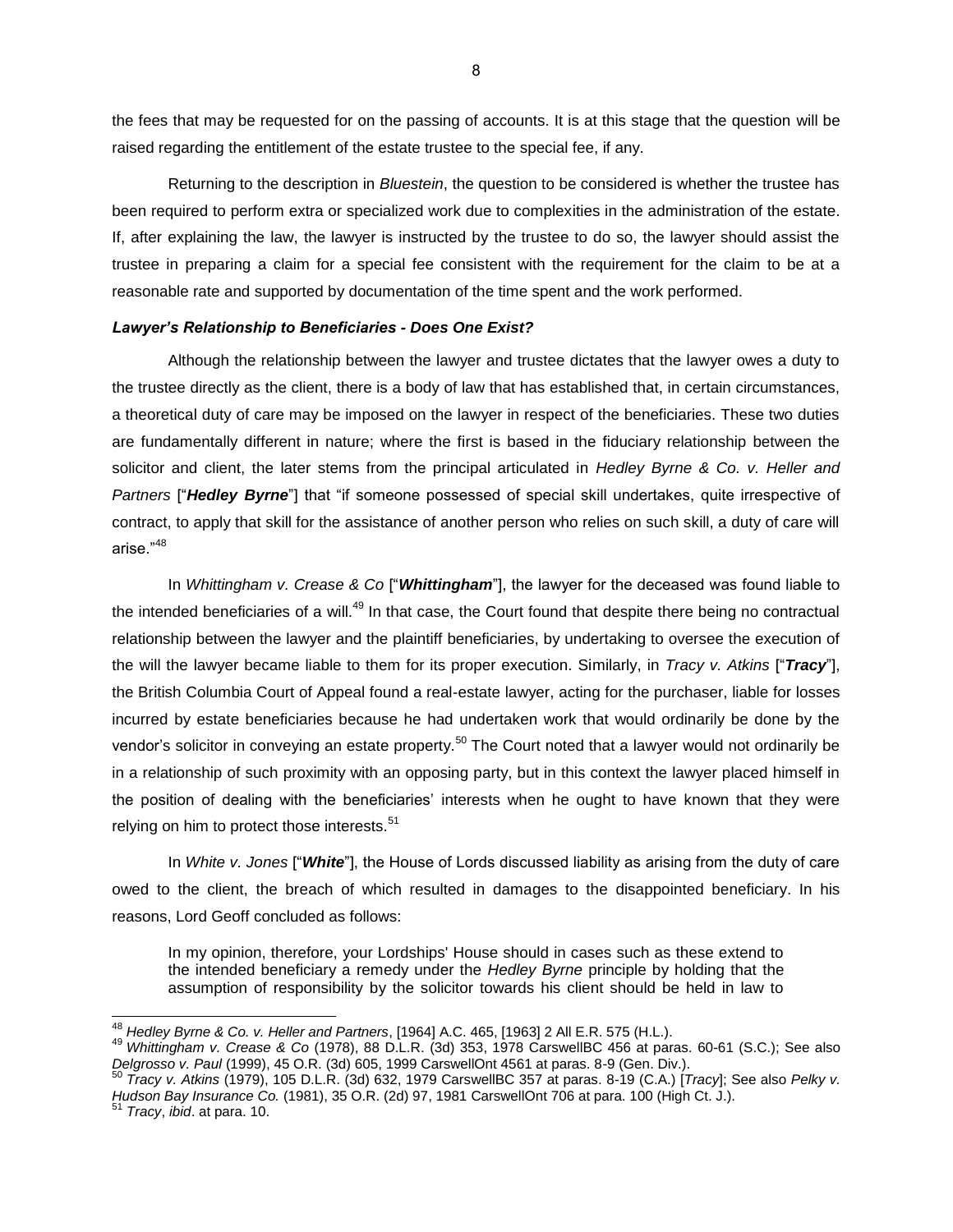the fees that may be requested for on the passing of accounts. It is at this stage that the question will be raised regarding the entitlement of the estate trustee to the special fee, if any.

Returning to the description in *Bluestein*, the question to be considered is whether the trustee has been required to perform extra or specialized work due to complexities in the administration of the estate. If, after explaining the law, the lawyer is instructed by the trustee to do so, the lawyer should assist the trustee in preparing a claim for a special fee consistent with the requirement for the claim to be at a reasonable rate and supported by documentation of the time spent and the work performed.

### *Lawyer's Relationship to Beneficiaries - Does One Exist?*

Although the relationship between the lawyer and trustee dictates that the lawyer owes a duty to the trustee directly as the client, there is a body of law that has established that, in certain circumstances, a theoretical duty of care may be imposed on the lawyer in respect of the beneficiaries. These two duties are fundamentally different in nature; where the first is based in the fiduciary relationship between the solicitor and client, the later stems from the principal articulated in *Hedley Byrne & Co. v. Heller and Partners* ["***Hedley Byrne***"] that "if someone possessed of special skill undertakes, quite irrespective of contract, to apply that skill for the assistance of another person who relies on such skill, a duty of care will arise."[48]

In *Whittingham v. Crease & Co* ["***Whittingham***"], the lawyer for the deceased was found liable to the intended beneficiaries of a will.[49] In that case, the Court found that despite there being no contractual relationship between the lawyer and the plaintiff beneficiaries, by undertaking to oversee the execution of the will the lawyer became liable to them for its proper execution. Similarly, in *Tracy v. Atkins* ["***Tracy***"], the British Columbia Court of Appeal found a real-estate lawyer, acting for the purchaser, liable for losses incurred by estate beneficiaries because he had undertaken work that would ordinarily be done by the vendor's solicitor in conveying an estate property.[50] The Court noted that a lawyer would not ordinarily be in a relationship of such proximity with an opposing party, but in this context the lawyer placed himself in the position of dealing with the beneficiaries' interests when he ought to have known that they were relying on him to protect those interests.[51]

In *White v. Jones* ["***White***"], the House of Lords discussed liability as arising from the duty of care owed to the client, the breach of which resulted in damages to the disappointed beneficiary. In his reasons, Lord Geoff concluded as follows:

> In my opinion, therefore, your Lordships' House should in cases such as these extend to the intended beneficiary a remedy under the *Hedley Byrne* principle by holding that the assumption of responsibility by the solicitor towards his client should be held in law to

---

[48] *Hedley Byrne & Co. v. Heller and Partners*, [1964] A.C. 465, [1963] 2 All E.R. 575 (H.L.).

[49] *Whittingham v. Crease & Co* (1978), 88 D.L.R. (3d) 353, 1978 CarswellBC 456 at paras. 60-61 (S.C.); See also *Delgrosso v. Paul* (1999), 45 O.R. (3d) 605, 1999 CarswellOnt 4561 at paras. 8-9 (Gen. Div.).

[50] *Tracy v. Atkins* (1979), 105 D.L.R. (3d) 632, 1979 CarswellBC 357 at paras. 8-19 (C.A.) [*Tracy*]; See also *Pelky v. Hudson Bay Insurance Co.* (1981), 35 O.R. (2d) 97, 1981 CarswellOnt 706 at para. 100 (High Ct. J.).

[51] *Tracy*, *ibid*. at para. 10.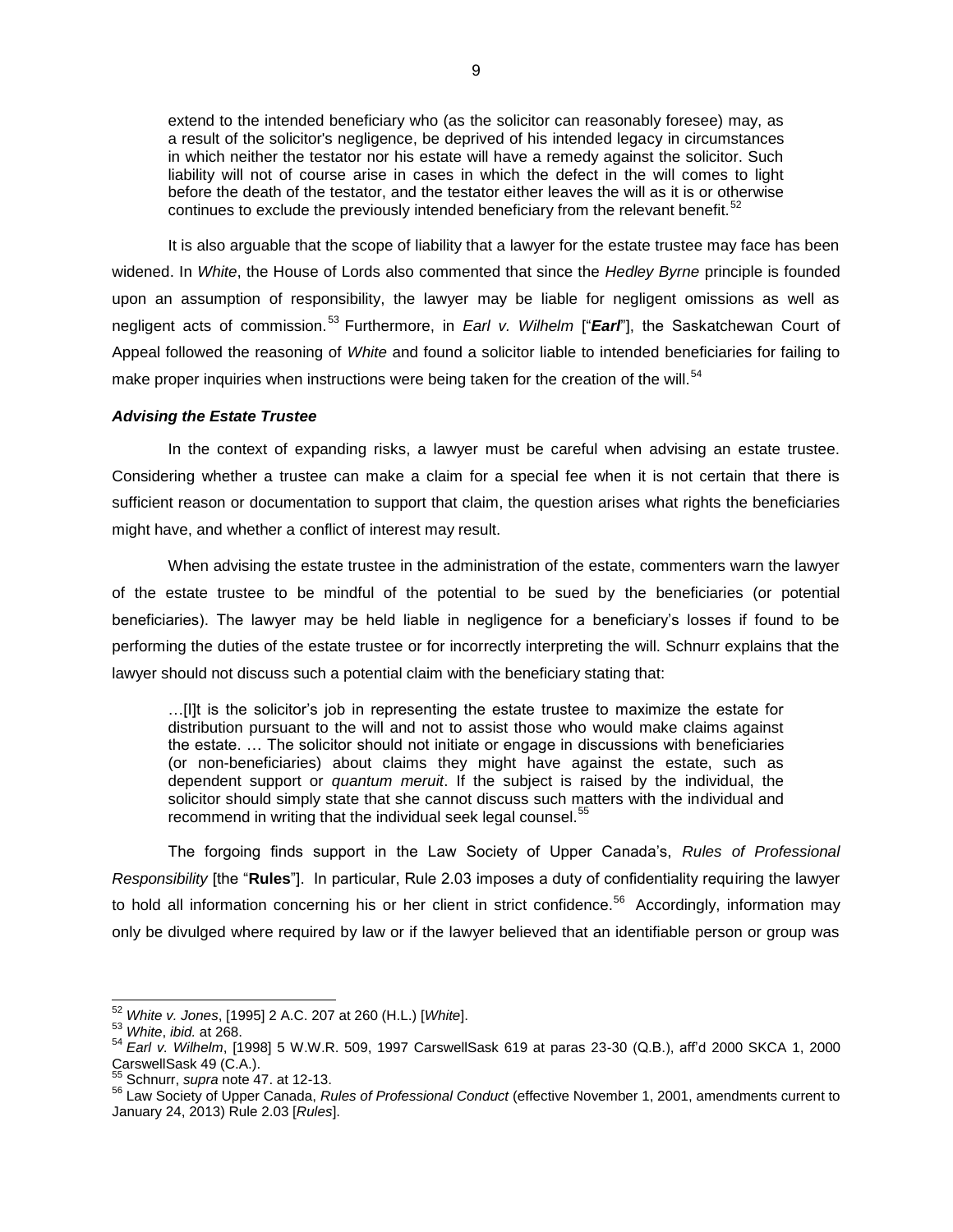> extend to the intended beneficiary who (as the solicitor can reasonably foresee) may, as a result of the solicitor's negligence, be deprived of his intended legacy in circumstances in which neither the testator nor his estate will have a remedy against the solicitor. Such liability will not of course arise in cases in which the defect in the will comes to light before the death of the testator, and the testator either leaves the will as it is or otherwise continues to exclude the previously intended beneficiary from the relevant benefit.[52]

It is also arguable that the scope of liability that a lawyer for the estate trustee may face has been widened. In *White*, the House of Lords also commented that since the *Hedley Byrne* principle is founded upon an assumption of responsibility, the lawyer may be liable for negligent omissions as well as negligent acts of commission.[53] Furthermore, in *Earl v. Wilhelm* ["***Earl***"], the Saskatchewan Court of Appeal followed the reasoning of *White* and found a solicitor liable to intended beneficiaries for failing to make proper inquiries when instructions were being taken for the creation of the will.[54]

### *Advising the Estate Trustee*

In the context of expanding risks, a lawyer must be careful when advising an estate trustee. Considering whether a trustee can make a claim for a special fee when it is not certain that there is sufficient reason or documentation to support that claim, the question arises what rights the beneficiaries might have, and whether a conflict of interest may result.

When advising the estate trustee in the administration of the estate, commenters warn the lawyer of the estate trustee to be mindful of the potential to be sued by the beneficiaries (or potential beneficiaries). The lawyer may be held liable in negligence for a beneficiary's losses if found to be performing the duties of the estate trustee or for incorrectly interpreting the will. Schnurr explains that the lawyer should not discuss such a potential claim with the beneficiary stating that:

> …[I]t is the solicitor's job in representing the estate trustee to maximize the estate for distribution pursuant to the will and not to assist those who would make claims against the estate. … The solicitor should not initiate or engage in discussions with beneficiaries (or non-beneficiaries) about claims they might have against the estate, such as dependent support or *quantum meruit*. If the subject is raised by the individual, the solicitor should simply state that she cannot discuss such matters with the individual and recommend in writing that the individual seek legal counsel.[55]

The forgoing finds support in the Law Society of Upper Canada's, *Rules of Professional Responsibility* [the "**Rules**"]. In particular, Rule 2.03 imposes a duty of confidentiality requiring the lawyer to hold all information concerning his or her client in strict confidence.[56] Accordingly, information may only be divulged where required by law or if the lawyer believed that an identifiable person or group was

---

[52] *White v. Jones*, [1995] 2 A.C. 207 at 260 (H.L.) [*White*].

[53] *White*, *ibid.* at 268.

[54] *Earl v. Wilhelm*, [1998] 5 W.W.R. 509, 1997 CarswellSask 619 at paras 23-30 (Q.B.), aff'd 2000 SKCA 1, 2000 CarswellSask 49 (C.A.).

[55] Schnurr, *supra* note 47. at 12-13.

[56] Law Society of Upper Canada, *Rules of Professional Conduct* (effective November 1, 2001, amendments current to January 24, 2013) Rule 2.03 [*Rules*].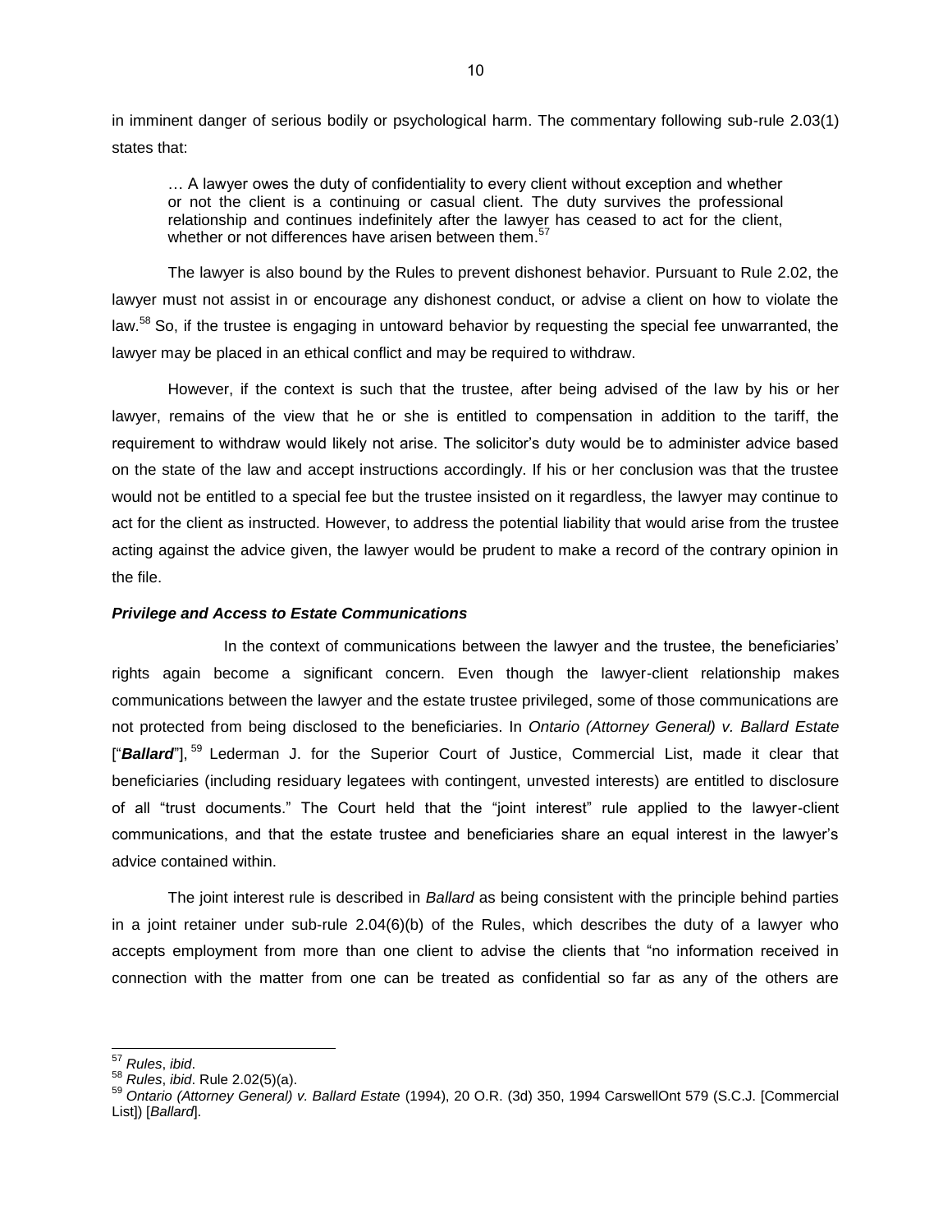in imminent danger of serious bodily or psychological harm. The commentary following sub-rule 2.03(1) states that:

> … A lawyer owes the duty of confidentiality to every client without exception and whether or not the client is a continuing or casual client. The duty survives the professional relationship and continues indefinitely after the lawyer has ceased to act for the client, whether or not differences have arisen between them.[57]

The lawyer is also bound by the Rules to prevent dishonest behavior. Pursuant to Rule 2.02, the lawyer must not assist in or encourage any dishonest conduct, or advise a client on how to violate the law.[58] So, if the trustee is engaging in untoward behavior by requesting the special fee unwarranted, the lawyer may be placed in an ethical conflict and may be required to withdraw.

However, if the context is such that the trustee, after being advised of the law by his or her lawyer, remains of the view that he or she is entitled to compensation in addition to the tariff, the requirement to withdraw would likely not arise. The solicitor's duty would be to administer advice based on the state of the law and accept instructions accordingly. If his or her conclusion was that the trustee would not be entitled to a special fee but the trustee insisted on it regardless, the lawyer may continue to act for the client as instructed. However, to address the potential liability that would arise from the trustee acting against the advice given, the lawyer would be prudent to make a record of the contrary opinion in the file.

### ***Privilege and Access to Estate Communications***

In the context of communications between the lawyer and the trustee, the beneficiaries' rights again become a significant concern. Even though the lawyer-client relationship makes communications between the lawyer and the estate trustee privileged, some of those communications are not protected from being disclosed to the beneficiaries. In *Ontario (Attorney General) v. Ballard Estate* ["***Ballard***"],[59] Lederman J. for the Superior Court of Justice, Commercial List, made it clear that beneficiaries (including residuary legatees with contingent, unvested interests) are entitled to disclosure of all "trust documents." The Court held that the "joint interest" rule applied to the lawyer-client communications, and that the estate trustee and beneficiaries share an equal interest in the lawyer's advice contained within.

The joint interest rule is described in *Ballard* as being consistent with the principle behind parties in a joint retainer under sub-rule 2.04(6)(b) of the Rules, which describes the duty of a lawyer who accepts employment from more than one client to advise the clients that "no information received in connection with the matter from one can be treated as confidential so far as any of the others are

---

[57] *Rules*, *ibid*.

[58] *Rules*, *ibid*. Rule 2.02(5)(a).

[59] *Ontario (Attorney General) v. Ballard Estate* (1994), 20 O.R. (3d) 350, 1994 CarswellOnt 579 (S.C.J. [Commercial List]) [*Ballard*].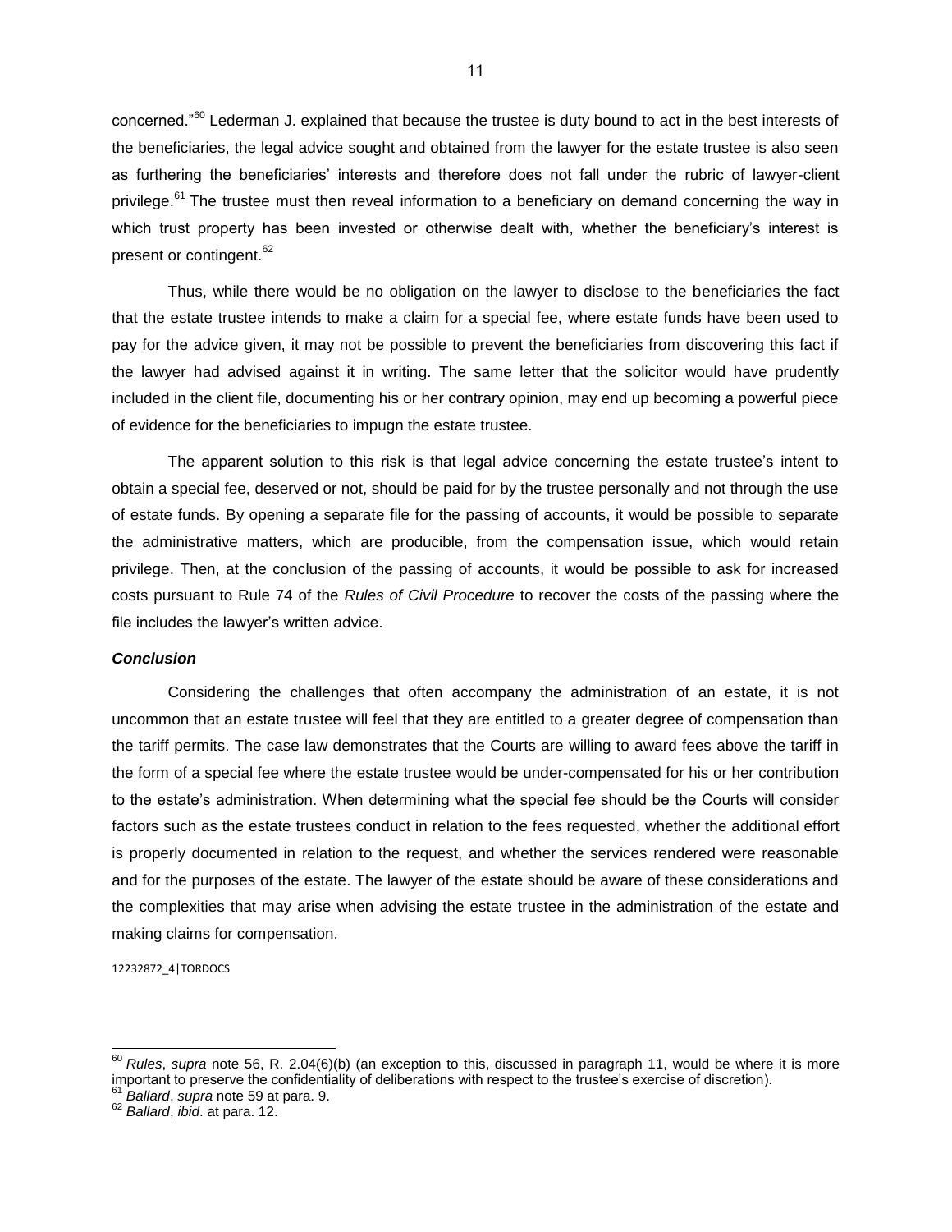concerned."[60] Lederman J. explained that because the trustee is duty bound to act in the best interests of the beneficiaries, the legal advice sought and obtained from the lawyer for the estate trustee is also seen as furthering the beneficiaries' interests and therefore does not fall under the rubric of lawyer-client privilege.[61] The trustee must then reveal information to a beneficiary on demand concerning the way in which trust property has been invested or otherwise dealt with, whether the beneficiary's interest is present or contingent.[62]

Thus, while there would be no obligation on the lawyer to disclose to the beneficiaries the fact that the estate trustee intends to make a claim for a special fee, where estate funds have been used to pay for the advice given, it may not be possible to prevent the beneficiaries from discovering this fact if the lawyer had advised against it in writing. The same letter that the solicitor would have prudently included in the client file, documenting his or her contrary opinion, may end up becoming a powerful piece of evidence for the beneficiaries to impugn the estate trustee.

The apparent solution to this risk is that legal advice concerning the estate trustee's intent to obtain a special fee, deserved or not, should be paid for by the trustee personally and not through the use of estate funds. By opening a separate file for the passing of accounts, it would be possible to separate the administrative matters, which are producible, from the compensation issue, which would retain privilege. Then, at the conclusion of the passing of accounts, it would be possible to ask for increased costs pursuant to Rule 74 of the *Rules of Civil Procedure* to recover the costs of the passing where the file includes the lawyer's written advice.

### *Conclusion*

Considering the challenges that often accompany the administration of an estate, it is not uncommon that an estate trustee will feel that they are entitled to a greater degree of compensation than the tariff permits. The case law demonstrates that the Courts are willing to award fees above the tariff in the form of a special fee where the estate trustee would be under-compensated for his or her contribution to the estate's administration. When determining what the special fee should be the Courts will consider factors such as the estate trustees conduct in relation to the fees requested, whether the additional effort is properly documented in relation to the request, and whether the services rendered were reasonable and for the purposes of the estate. The lawyer of the estate should be aware of these considerations and the complexities that may arise when advising the estate trustee in the administration of the estate and making claims for compensation.

12232872_4|TORDOCS

---

[60] *Rules*, *supra* note 56, R. 2.04(6)(b) (an exception to this, discussed in paragraph 11, would be where it is more important to preserve the confidentiality of deliberations with respect to the trustee's exercise of discretion).

[61] *Ballard*, *supra* note 59 at para. 9.

[62] *Ballard*, *ibid*. at para. 12.